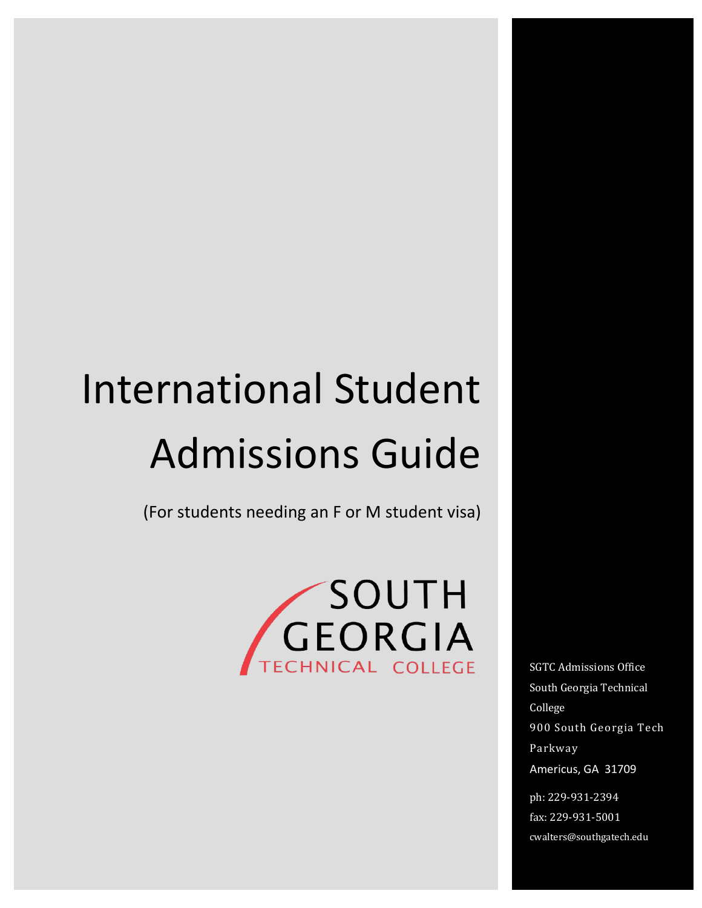# International Student Admissions Guide

(For students needing an F or M student visa)

SOUTH GEORGIA TECHNICAL COLLEGE

SGTC Admissions Office
South Georgia Technical College
900 South Georgia Tech Parkway
Americus, GA 31709

ph: 229-931-2394
fax: 229-931-5001
cwalters@southgatech.edu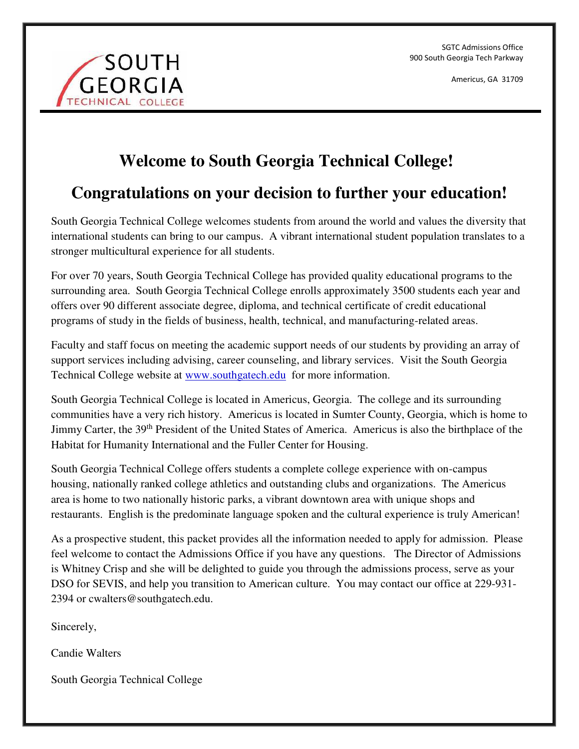SOUTH GEORGIA TECHNICAL COLLEGE

SGTC Admissions Office
900 South Georgia Tech Parkway

Americus, GA 31709

# Welcome to South Georgia Technical College!

# Congratulations on your decision to further your education!

South Georgia Technical College welcomes students from around the world and values the diversity that international students can bring to our campus. A vibrant international student population translates to a stronger multicultural experience for all students.

For over 70 years, South Georgia Technical College has provided quality educational programs to the surrounding area. South Georgia Technical College enrolls approximately 3500 students each year and offers over 90 different associate degree, diploma, and technical certificate of credit educational programs of study in the fields of business, health, technical, and manufacturing-related areas.

Faculty and staff focus on meeting the academic support needs of our students by providing an array of support services including advising, career counseling, and library services. Visit the South Georgia Technical College website at www.southgatech.edu for more information.

South Georgia Technical College is located in Americus, Georgia. The college and its surrounding communities have a very rich history. Americus is located in Sumter County, Georgia, which is home to Jimmy Carter, the 39th President of the United States of America. Americus is also the birthplace of the Habitat for Humanity International and the Fuller Center for Housing.

South Georgia Technical College offers students a complete college experience with on-campus housing, nationally ranked college athletics and outstanding clubs and organizations. The Americus area is home to two nationally historic parks, a vibrant downtown area with unique shops and restaurants. English is the predominate language spoken and the cultural experience is truly American!

As a prospective student, this packet provides all the information needed to apply for admission. Please feel welcome to contact the Admissions Office if you have any questions. The Director of Admissions is Whitney Crisp and she will be delighted to guide you through the admissions process, serve as your DSO for SEVIS, and help you transition to American culture. You may contact our office at 229-931-2394 or cwalters@southgatech.edu.

Sincerely,

Candie Walters

South Georgia Technical College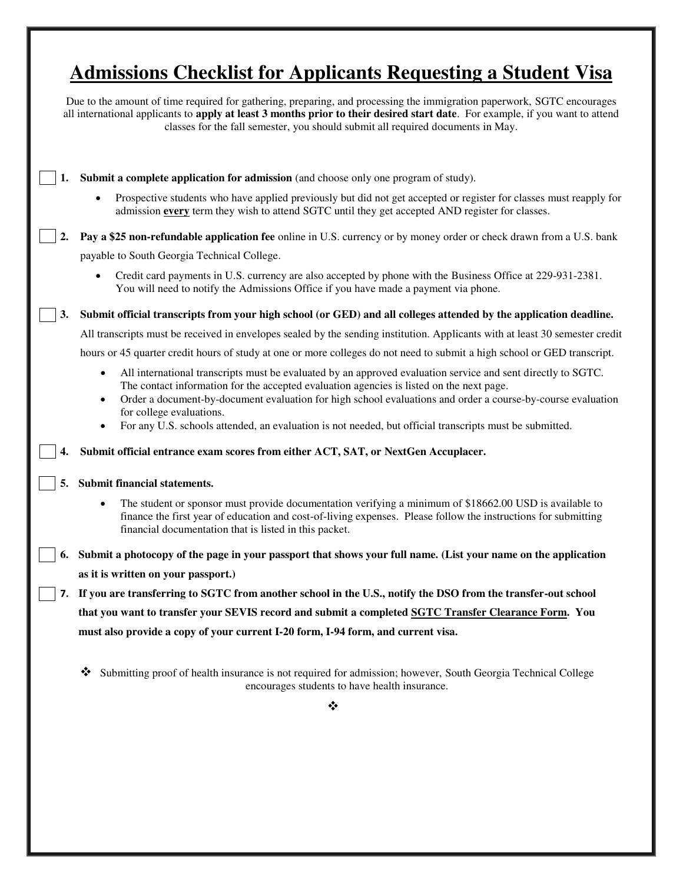# Admissions Checklist for Applicants Requesting a Student Visa

Due to the amount of time required for gathering, preparing, and processing the immigration paperwork, SGTC encourages all international applicants to **apply at least 3 months prior to their desired start date**. For example, if you want to attend classes for the fall semester, you should submit all required documents in May.

☐ **1. Submit a complete application for admission** (and choose only one program of study).

- Prospective students who have applied previously but did not get accepted or register for classes must reapply for admission **every** term they wish to attend SGTC until they get accepted AND register for classes.

☐ **2. Pay a $25 non-refundable application fee** online in U.S. currency or by money order or check drawn from a U.S. bank payable to South Georgia Technical College.

- Credit card payments in U.S. currency are also accepted by phone with the Business Office at 229-931-2381. You will need to notify the Admissions Office if you have made a payment via phone.

☐ **3. Submit official transcripts from your high school (or GED) and all colleges attended by the application deadline.** All transcripts must be received in envelopes sealed by the sending institution. Applicants with at least 30 semester credit hours or 45 quarter credit hours of study at one or more colleges do not need to submit a high school or GED transcript.

- All international transcripts must be evaluated by an approved evaluation service and sent directly to SGTC. The contact information for the accepted evaluation agencies is listed on the next page.
- Order a document-by-document evaluation for high school evaluations and order a course-by-course evaluation for college evaluations.
- For any U.S. schools attended, an evaluation is not needed, but official transcripts must be submitted.

☐ **4. Submit official entrance exam scores from either ACT, SAT, or NextGen Accuplacer.**

☐ **5. Submit financial statements.**

- The student or sponsor must provide documentation verifying a minimum of $18662.00 USD is available to finance the first year of education and cost-of-living expenses. Please follow the instructions for submitting financial documentation that is listed in this packet.

☐ **6. Submit a photocopy of the page in your passport that shows your full name. (List your name on the application as it is written on your passport.)**

☐ **7. If you are transferring to SGTC from another school in the U.S., notify the DSO from the transfer-out school that you want to transfer your SEVIS record and submit a completed SGTC Transfer Clearance Form. You must also provide a copy of your current I-20 form, I-94 form, and current visa.**

❖ Submitting proof of health insurance is not required for admission; however, South Georgia Technical College encourages students to have health insurance.

❖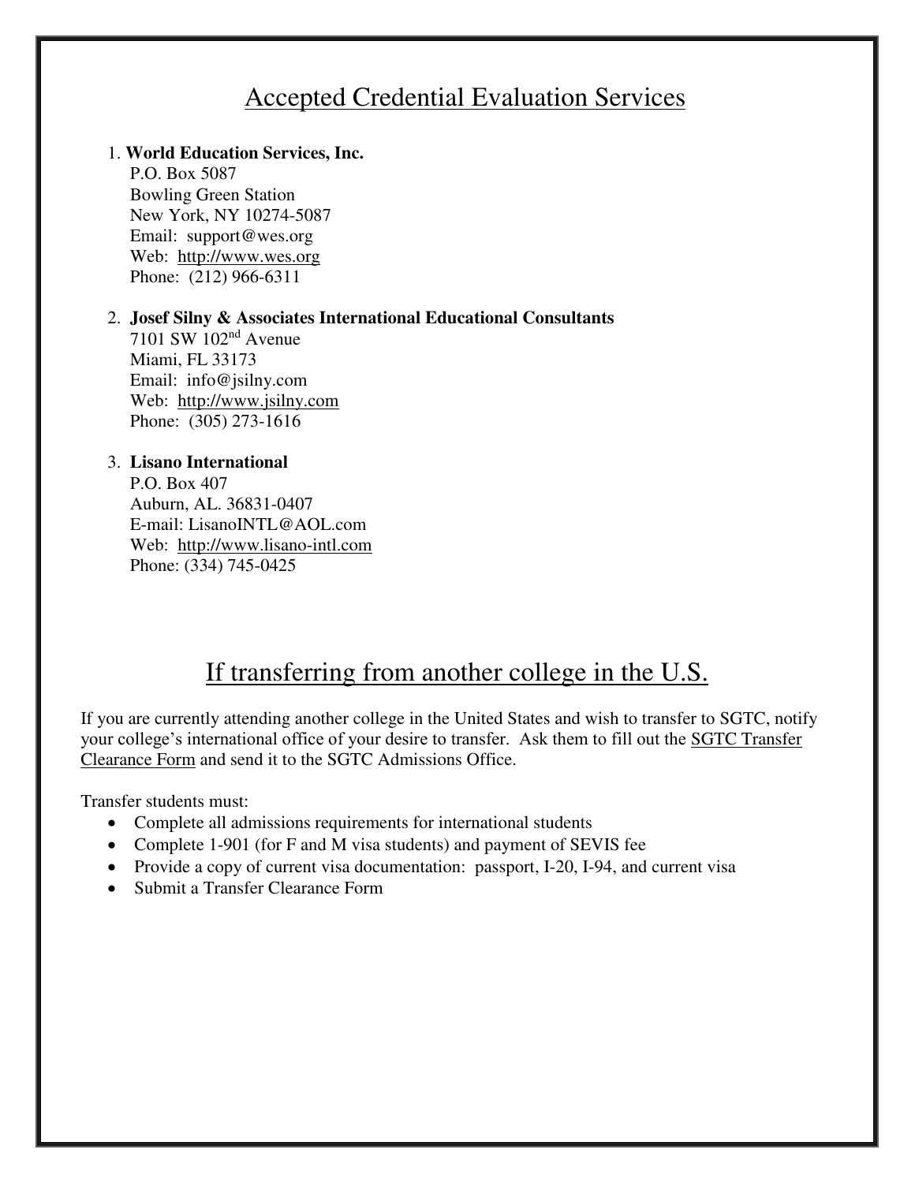# Accepted Credential Evaluation Services

1. **World Education Services, Inc.**
   P.O. Box 5087
   Bowling Green Station
   New York, NY 10274-5087
   Email: support@wes.org
   Web: http://www.wes.org
   Phone: (212) 966-6311

2. **Josef Silny & Associates International Educational Consultants**
   7101 SW 102nd Avenue
   Miami, FL 33173
   Email: info@jsilny.com
   Web: http://www.jsilny.com
   Phone: (305) 273-1616

3. **Lisano International**
   P.O. Box 407
   Auburn, AL. 36831-0407
   E-mail: LisanoINTL@AOL.com
   Web: http://www.lisano-intl.com
   Phone: (334) 745-0425

# If transferring from another college in the U.S.

If you are currently attending another college in the United States and wish to transfer to SGTC, notify your college's international office of your desire to transfer. Ask them to fill out the SGTC Transfer Clearance Form and send it to the SGTC Admissions Office.

Transfer students must:

- Complete all admissions requirements for international students
- Complete 1-901 (for F and M visa students) and payment of SEVIS fee
- Provide a copy of current visa documentation: passport, I-20, I-94, and current visa
- Submit a Transfer Clearance Form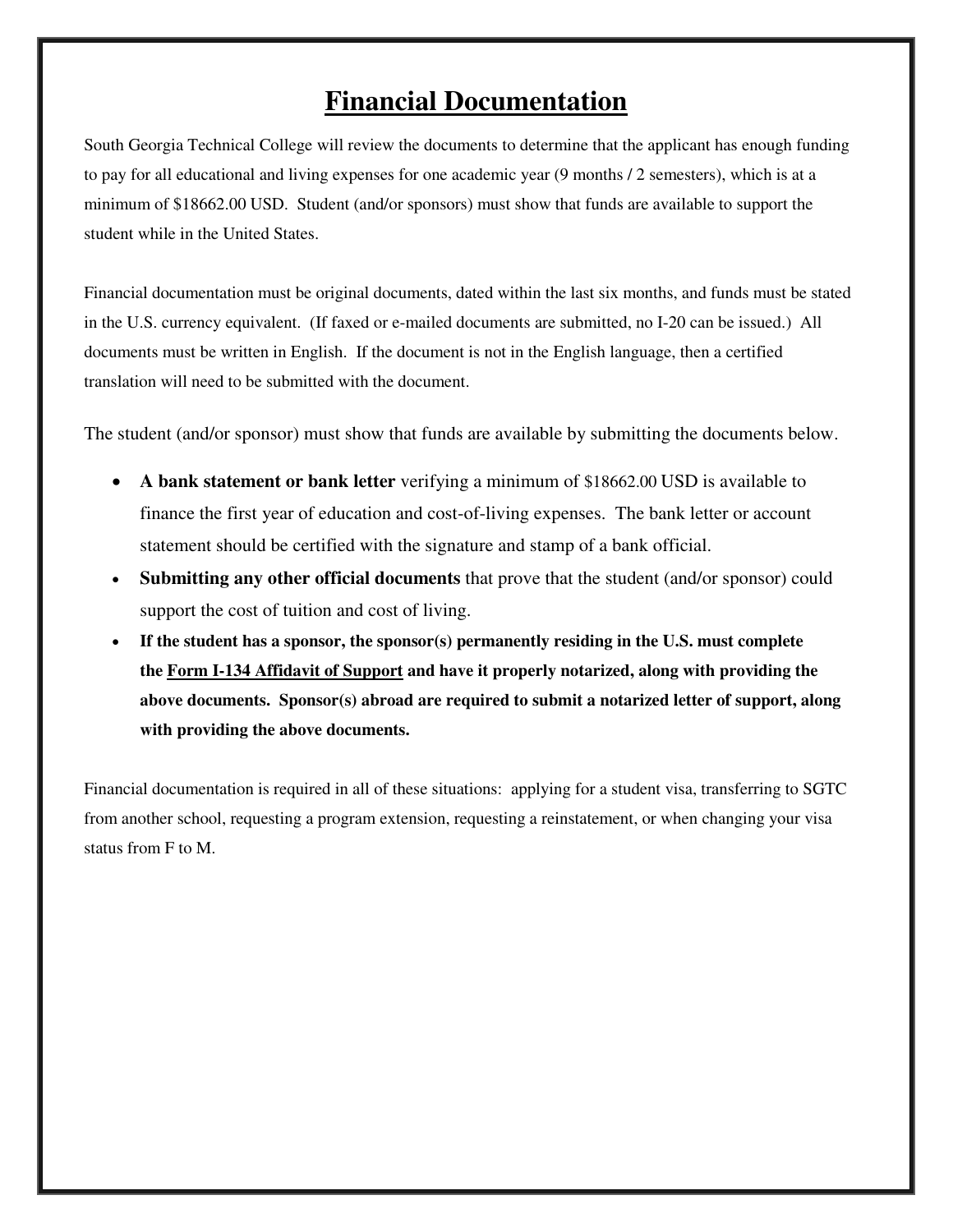# **Financial Documentation**

South Georgia Technical College will review the documents to determine that the applicant has enough funding to pay for all educational and living expenses for one academic year (9 months / 2 semesters), which is at a minimum of $18662.00 USD. Student (and/or sponsors) must show that funds are available to support the student while in the United States.

Financial documentation must be original documents, dated within the last six months, and funds must be stated in the U.S. currency equivalent. (If faxed or e-mailed documents are submitted, no I-20 can be issued.) All documents must be written in English. If the document is not in the English language, then a certified translation will need to be submitted with the document.

The student (and/or sponsor) must show that funds are available by submitting the documents below.

- **A bank statement or bank letter** verifying a minimum of $18662.00 USD is available to finance the first year of education and cost-of-living expenses. The bank letter or account statement should be certified with the signature and stamp of a bank official.
- **Submitting any other official documents** that prove that the student (and/or sponsor) could support the cost of tuition and cost of living.
- **If the student has a sponsor, the sponsor(s) permanently residing in the U.S. must complete the Form I-134 Affidavit of Support and have it properly notarized, along with providing the above documents. Sponsor(s) abroad are required to submit a notarized letter of support, along with providing the above documents.**

Financial documentation is required in all of these situations: applying for a student visa, transferring to SGTC from another school, requesting a program extension, requesting a reinstatement, or when changing your visa status from F to M.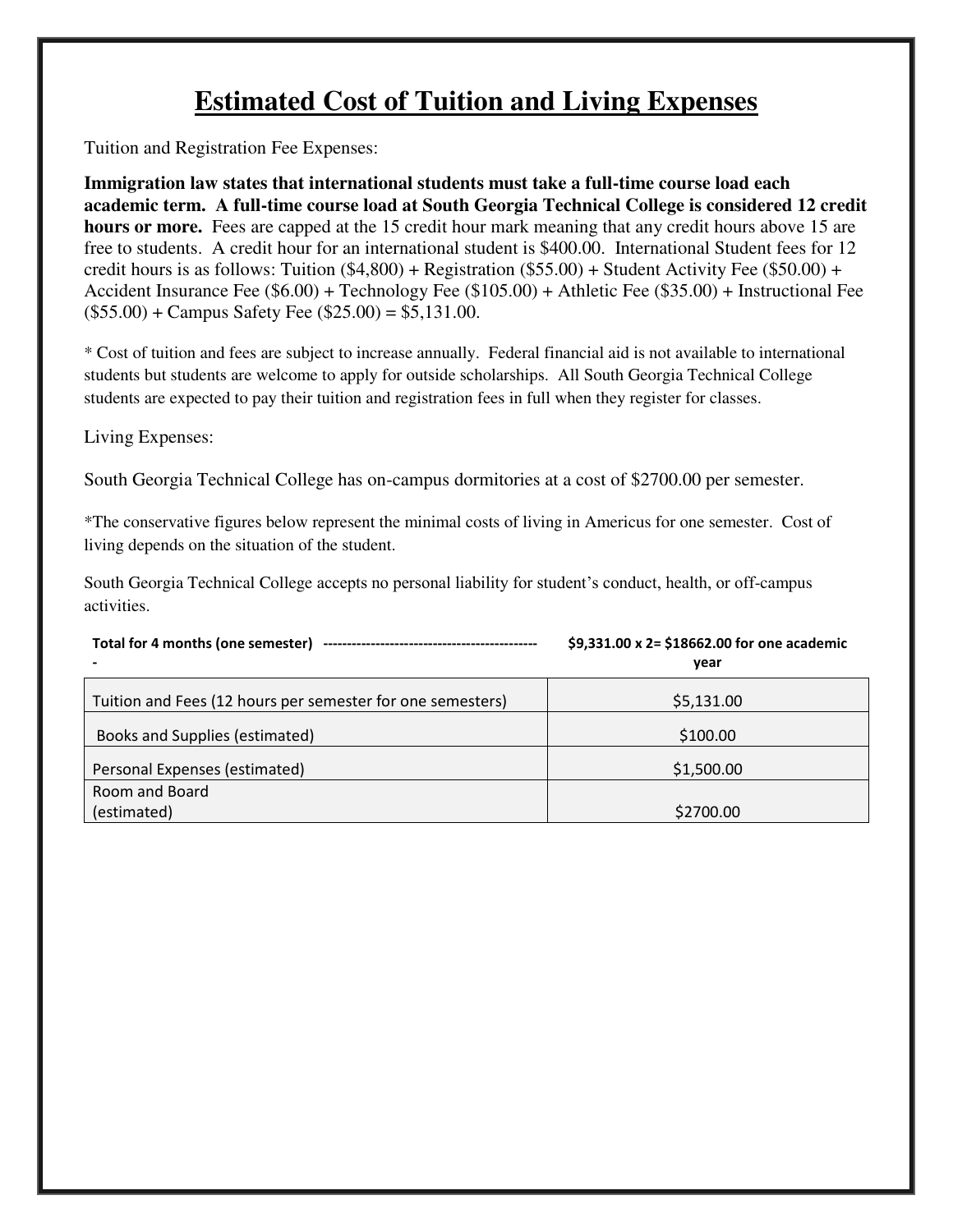# Estimated Cost of Tuition and Living Expenses

Tuition and Registration Fee Expenses:

**Immigration law states that international students must take a full-time course load each academic term. A full-time course load at South Georgia Technical College is considered 12 credit hours or more.** Fees are capped at the 15 credit hour mark meaning that any credit hours above 15 are free to students. A credit hour for an international student is $400.00. International Student fees for 12 credit hours is as follows: Tuition ($4,800) + Registration ($55.00) + Student Activity Fee ($50.00) + Accident Insurance Fee ($6.00) + Technology Fee ($105.00) + Athletic Fee ($35.00) + Instructional Fee ($55.00) + Campus Safety Fee ($25.00) = $5,131.00.

* Cost of tuition and fees are subject to increase annually. Federal financial aid is not available to international students but students are welcome to apply for outside scholarships. All South Georgia Technical College students are expected to pay their tuition and registration fees in full when they register for classes.

Living Expenses:

South Georgia Technical College has on-campus dormitories at a cost of $2700.00 per semester.

*The conservative figures below represent the minimal costs of living in Americus for one semester. Cost of living depends on the situation of the student.

South Georgia Technical College accepts no personal liability for student's conduct, health, or off-campus activities.

| **Total for 4 months (one semester) ---------------------------------------------** | **$9,331.00 x 2= $18662.00 for one academic year** |
|---|---|
| Tuition and Fees (12 hours per semester for one semesters) | $5,131.00 |
| Books and Supplies (estimated) | $100.00 |
| Personal Expenses (estimated) | $1,500.00 |
| Room and Board (estimated) | $2700.00 |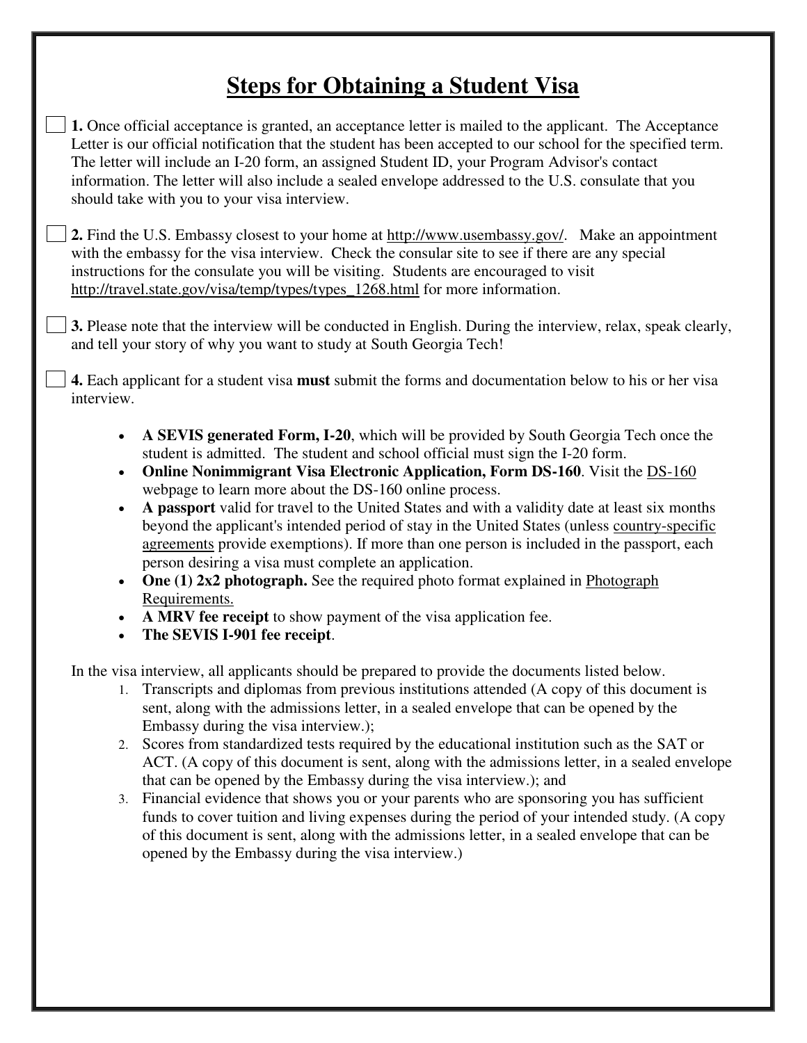# Steps for Obtaining a Student Visa

☐ **1.** Once official acceptance is granted, an acceptance letter is mailed to the applicant. The Acceptance Letter is our official notification that the student has been accepted to our school for the specified term. The letter will include an I-20 form, an assigned Student ID, your Program Advisor's contact information. The letter will also include a sealed envelope addressed to the U.S. consulate that you should take with you to your visa interview.

☐ **2.** Find the U.S. Embassy closest to your home at http://www.usembassy.gov/. Make an appointment with the embassy for the visa interview. Check the consular site to see if there are any special instructions for the consulate you will be visiting. Students are encouraged to visit http://travel.state.gov/visa/temp/types/types_1268.html for more information.

☐ **3.** Please note that the interview will be conducted in English. During the interview, relax, speak clearly, and tell your story of why you want to study at South Georgia Tech!

☐ **4.** Each applicant for a student visa **must** submit the forms and documentation below to his or her visa interview.

- **A SEVIS generated Form, I-20**, which will be provided by South Georgia Tech once the student is admitted. The student and school official must sign the I-20 form.
- **Online Nonimmigrant Visa Electronic Application, Form DS-160**. Visit the DS-160 webpage to learn more about the DS-160 online process.
- **A passport** valid for travel to the United States and with a validity date at least six months beyond the applicant's intended period of stay in the United States (unless country-specific agreements provide exemptions). If more than one person is included in the passport, each person desiring a visa must complete an application.
- **One (1) 2x2 photograph.** See the required photo format explained in Photograph Requirements.
- **A MRV fee receipt** to show payment of the visa application fee.
- **The SEVIS I-901 fee receipt**.

In the visa interview, all applicants should be prepared to provide the documents listed below.

1. Transcripts and diplomas from previous institutions attended (A copy of this document is sent, along with the admissions letter, in a sealed envelope that can be opened by the Embassy during the visa interview.);
2. Scores from standardized tests required by the educational institution such as the SAT or ACT. (A copy of this document is sent, along with the admissions letter, in a sealed envelope that can be opened by the Embassy during the visa interview.); and
3. Financial evidence that shows you or your parents who are sponsoring you has sufficient funds to cover tuition and living expenses during the period of your intended study. (A copy of this document is sent, along with the admissions letter, in a sealed envelope that can be opened by the Embassy during the visa interview.)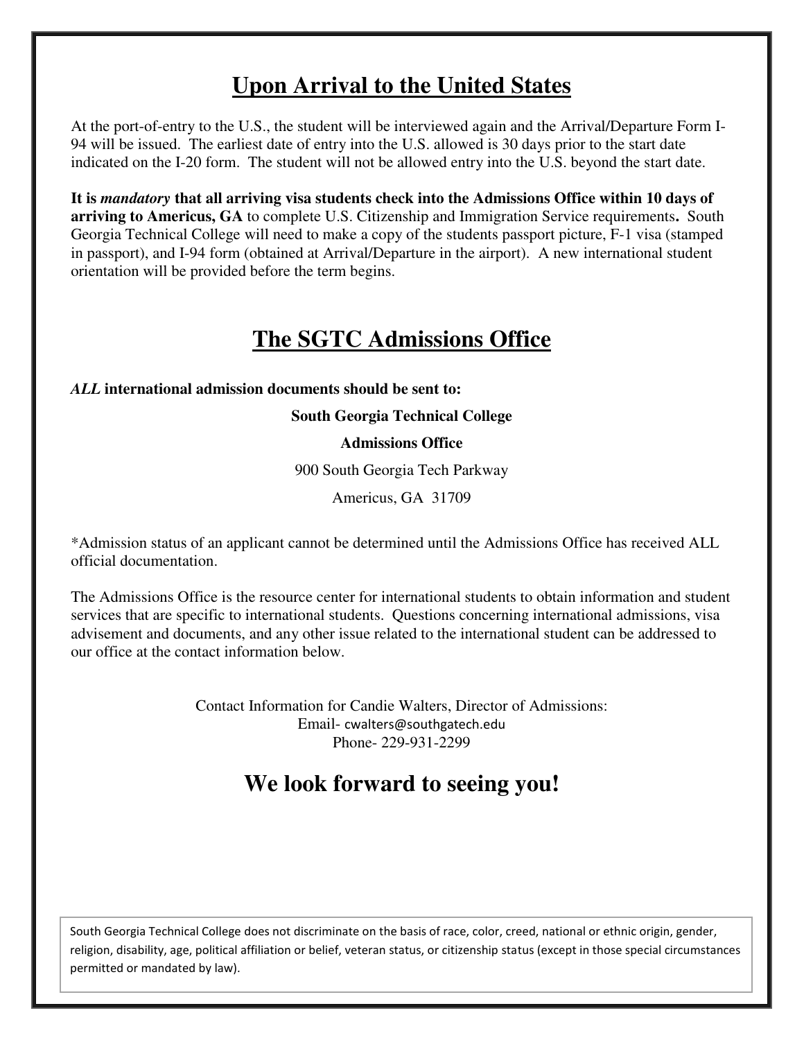## Upon Arrival to the United States

At the port-of-entry to the U.S., the student will be interviewed again and the Arrival/Departure Form I-94 will be issued. The earliest date of entry into the U.S. allowed is 30 days prior to the start date indicated on the I-20 form. The student will not be allowed entry into the U.S. beyond the start date.

**It is *mandatory* that all arriving visa students check into the Admissions Office within 10 days of arriving to Americus, GA** to complete U.S. Citizenship and Immigration Service requirements**.** South Georgia Technical College will need to make a copy of the students passport picture, F-1 visa (stamped in passport), and I-94 form (obtained at Arrival/Departure in the airport). A new international student orientation will be provided before the term begins.

## The SGTC Admissions Office

***ALL* international admission documents should be sent to:**

**South Georgia Technical College**

**Admissions Office**

900 South Georgia Tech Parkway

Americus, GA 31709

*Admission status of an applicant cannot be determined until the Admissions Office has received ALL official documentation.

The Admissions Office is the resource center for international students to obtain information and student services that are specific to international students. Questions concerning international admissions, visa advisement and documents, and any other issue related to the international student can be addressed to our office at the contact information below.

Contact Information for Candie Walters, Director of Admissions:
Email- cwalters@southgatech.edu
Phone- 229-931-2299

## We look forward to seeing you!

South Georgia Technical College does not discriminate on the basis of race, color, creed, national or ethnic origin, gender, religion, disability, age, political affiliation or belief, veteran status, or citizenship status (except in those special circumstances permitted or mandated by law).